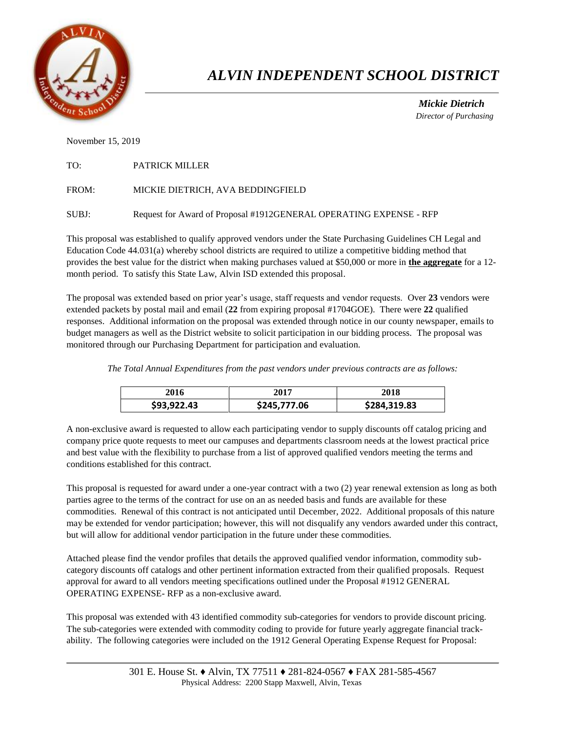# *ALVIN INDEPENDENT SCHOOL DISTRICT*

***Mickie Dietrich***
*Director of Purchasing*

November 15, 2019

TO: PATRICK MILLER

FROM: MICKIE DIETRICH, AVA BEDDINGFIELD

SUBJ: Request for Award of Proposal #1912GENERAL OPERATING EXPENSE - RFP

This proposal was established to qualify approved vendors under the State Purchasing Guidelines CH Legal and Education Code 44.031(a) whereby school districts are required to utilize a competitive bidding method that provides the best value for the district when making purchases valued at $50,000 or more in **the aggregate** for a 12-month period. To satisfy this State Law, Alvin ISD extended this proposal.

The proposal was extended based on prior year's usage, staff requests and vendor requests. Over **23** vendors were extended packets by postal mail and email (**22** from expiring proposal #1704GOE). There were **22** qualified responses. Additional information on the proposal was extended through notice in our county newspaper, emails to budget managers as well as the District website to solicit participation in our bidding process. The proposal was monitored through our Purchasing Department for participation and evaluation.

*The Total Annual Expenditures from the past vendors under previous contracts are as follows:*

| 2016 | 2017 | 2018 |
|---|---|---|
| **$93,922.43** | **$245,777.06** | **$284,319.83** |

A non-exclusive award is requested to allow each participating vendor to supply discounts off catalog pricing and company price quote requests to meet our campuses and departments classroom needs at the lowest practical price and best value with the flexibility to purchase from a list of approved qualified vendors meeting the terms and conditions established for this contract.

This proposal is requested for award under a one-year contract with a two (2) year renewal extension as long as both parties agree to the terms of the contract for use on an as needed basis and funds are available for these commodities. Renewal of this contract is not anticipated until December, 2022. Additional proposals of this nature may be extended for vendor participation; however, this will not disqualify any vendors awarded under this contract, but will allow for additional vendor participation in the future under these commodities.

Attached please find the vendor profiles that details the approved qualified vendor information, commodity sub-category discounts off catalogs and other pertinent information extracted from their qualified proposals. Request approval for award to all vendors meeting specifications outlined under the Proposal #1912 GENERAL OPERATING EXPENSE- RFP as a non-exclusive award.

This proposal was extended with 43 identified commodity sub-categories for vendors to provide discount pricing. The sub-categories were extended with commodity coding to provide for future yearly aggregate financial track-ability. The following categories were included on the 1912 General Operating Expense Request for Proposal:

301 E. House St. ♦ Alvin, TX 77511 ♦ 281-824-0567 ♦ FAX 281-585-4567
Physical Address: 2200 Stapp Maxwell, Alvin, Texas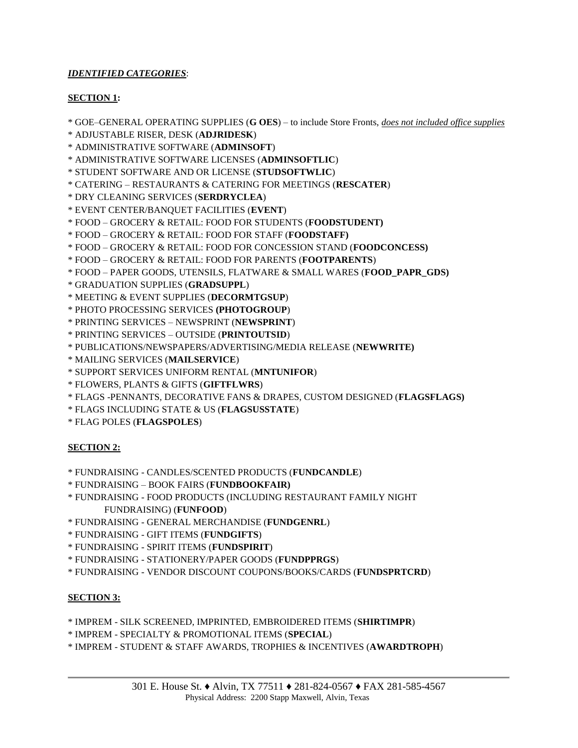***IDENTIFIED CATEGORIES***:

**SECTION 1:**

* GOE–GENERAL OPERATING SUPPLIES (**G OES**) – to include Store Fronts, ***does not included office supplies***
* ADJUSTABLE RISER, DESK (**ADJRIDESK**)
* ADMINISTRATIVE SOFTWARE (**ADMINSOFT**)
* ADMINISTRATIVE SOFTWARE LICENSES (**ADMINSOFTLIC**)
* STUDENT SOFTWARE AND OR LICENSE (**STUDSOFTWLIC**)
* CATERING – RESTAURANTS & CATERING FOR MEETINGS (**RESCATER**)
* DRY CLEANING SERVICES (**SERDRYCLEA**)
* EVENT CENTER/BANQUET FACILITIES (**EVENT**)
* FOOD – GROCERY & RETAIL: FOOD FOR STUDENTS (**FOODSTUDENT)**
* FOOD – GROCERY & RETAIL: FOOD FOR STAFF (**FOODSTAFF)**
* FOOD – GROCERY & RETAIL: FOOD FOR CONCESSION STAND (**FOODCONCESS)**
* FOOD – GROCERY & RETAIL: FOOD FOR PARENTS (**FOOTPARENTS**)
* FOOD – PAPER GOODS, UTENSILS, FLATWARE & SMALL WARES (**FOOD_PAPR_GDS)**
* GRADUATION SUPPLIES (**GRADSUPPL**)
* MEETING & EVENT SUPPLIES (**DECORMTGSUP**)
* PHOTO PROCESSING SERVICES **(PHOTOGROUP**)
* PRINTING SERVICES – NEWSPRINT (**NEWSPRINT**)
* PRINTING SERVICES – OUTSIDE (**PRINTOUTSID**)
* PUBLICATIONS/NEWSPAPERS/ADVERTISING/MEDIA RELEASE (**NEWWRITE)**
* MAILING SERVICES (**MAILSERVICE**)
* SUPPORT SERVICES UNIFORM RENTAL (**MNTUNIFOR**)
* FLOWERS, PLANTS & GIFTS (**GIFTFLWRS**)
* FLAGS -PENNANTS, DECORATIVE FANS & DRAPES, CUSTOM DESIGNED (**FLAGSFLAGS)**
* FLAGS INCLUDING STATE & US (**FLAGSUSSTATE**)
* FLAG POLES (**FLAGSPOLES**)

**SECTION 2:**

* FUNDRAISING - CANDLES/SCENTED PRODUCTS (**FUNDCANDLE**)
* FUNDRAISING – BOOK FAIRS (**FUNDBOOKFAIR)**
* FUNDRAISING - FOOD PRODUCTS (INCLUDING RESTAURANT FAMILY NIGHT FUNDRAISING) (**FUNFOOD**)
* FUNDRAISING - GENERAL MERCHANDISE (**FUNDGENRL**)
* FUNDRAISING - GIFT ITEMS (**FUNDGIFTS**)
* FUNDRAISING - SPIRIT ITEMS (**FUNDSPIRIT**)
* FUNDRAISING - STATIONERY/PAPER GOODS (**FUNDPPRGS**)
* FUNDRAISING - VENDOR DISCOUNT COUPONS/BOOKS/CARDS (**FUNDSPRTCRD**)

**SECTION 3:**

* IMPREM - SILK SCREENED, IMPRINTED, EMBROIDERED ITEMS (**SHIRTIMPR**)
* IMPREM - SPECIALTY & PROMOTIONAL ITEMS (**SPECIAL**)
* IMPREM - STUDENT & STAFF AWARDS, TROPHIES & INCENTIVES (**AWARDTROPH**)

301 E. House St. ♦ Alvin, TX 77511 ♦ 281-824-0567 ♦ FAX 281-585-4567
Physical Address: 2200 Stapp Maxwell, Alvin, Texas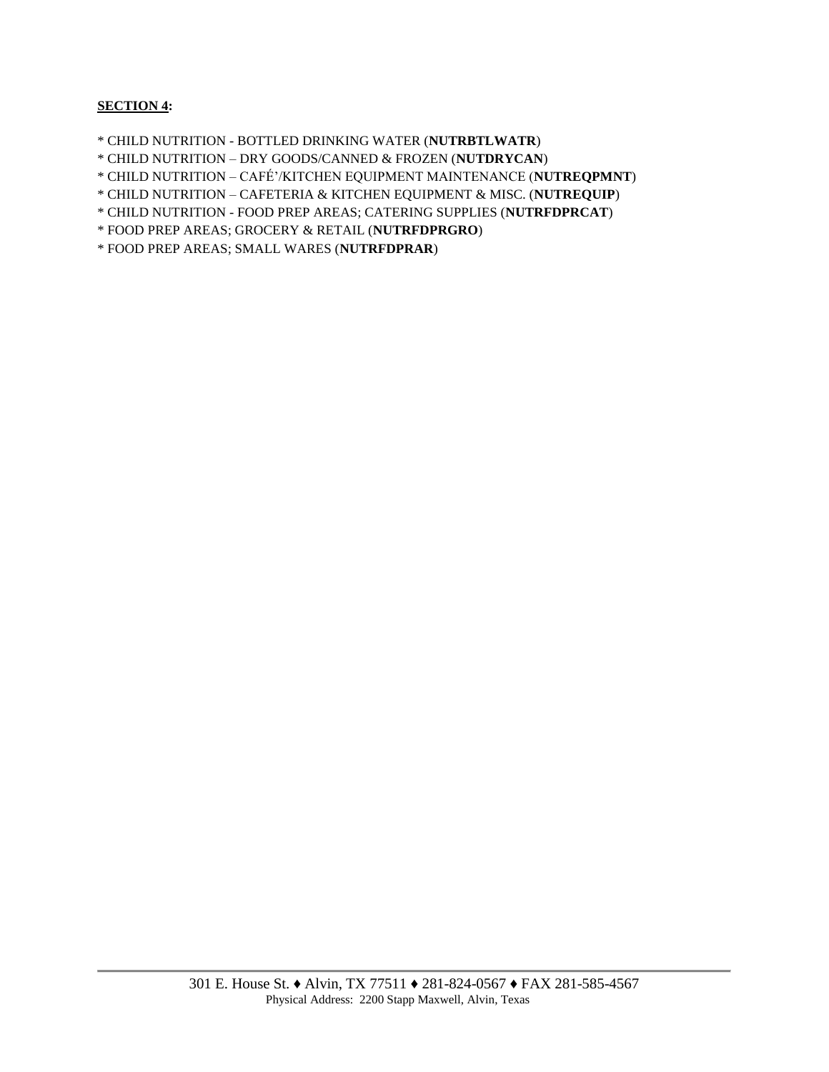**SECTION 4:**

* CHILD NUTRITION - BOTTLED DRINKING WATER (**NUTRBTLWATR**)
* CHILD NUTRITION – DRY GOODS/CANNED & FROZEN (**NUTDRYCAN**)
* CHILD NUTRITION – CAFÉ'/KITCHEN EQUIPMENT MAINTENANCE (**NUTREQPMNT**)
* CHILD NUTRITION – CAFETERIA & KITCHEN EQUIPMENT & MISC. (**NUTREQUIP**)
* CHILD NUTRITION - FOOD PREP AREAS; CATERING SUPPLIES (**NUTRFDPRCAT**)
* FOOD PREP AREAS; GROCERY & RETAIL (**NUTRFDPRGRO**)
* FOOD PREP AREAS; SMALL WARES (**NUTRFDPRAR**)